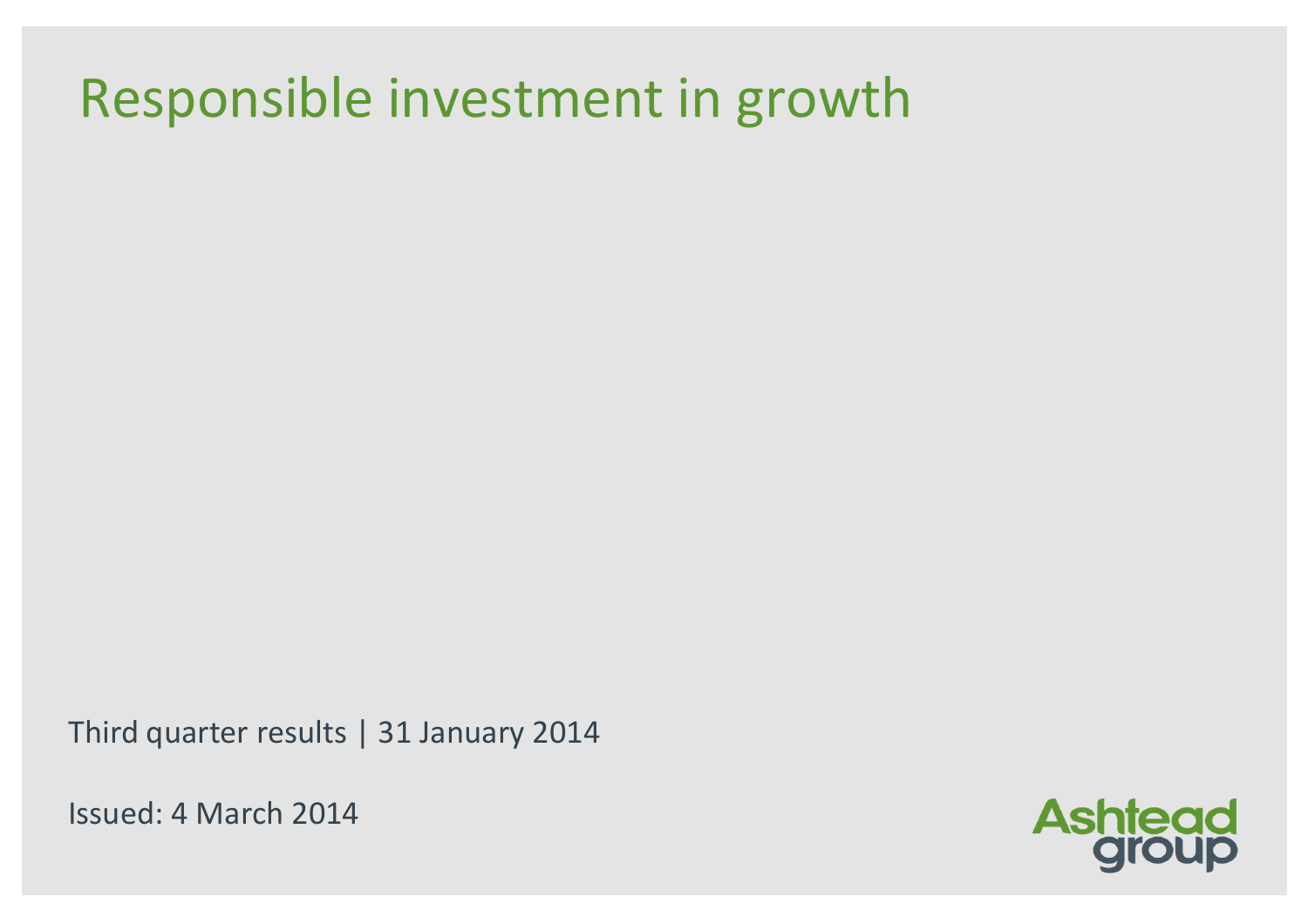# Responsible investment in growth

Third quarter results | 31 January 2014

Issued: 4 March 2014

Ashtead group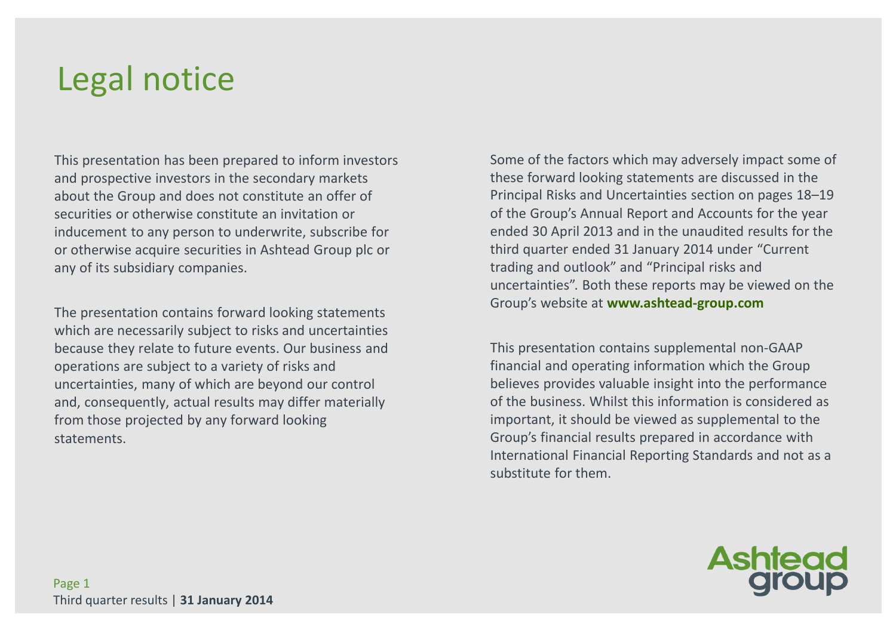# Legal notice

This presentation has been prepared to inform investors and prospective investors in the secondary markets about the Group and does not constitute an offer of securities or otherwise constitute an invitation or inducement to any person to underwrite, subscribe for or otherwise acquire securities in Ashtead Group plc or any of its subsidiary companies.

The presentation contains forward looking statements which are necessarily subject to risks and uncertainties because they relate to future events. Our business and operations are subject to a variety of risks and uncertainties, many of which are beyond our control and, consequently, actual results may differ materially from those projected by any forward looking statements.

Some of the factors which may adversely impact some of these forward looking statements are discussed in the Principal Risks and Uncertainties section on pages 18–19 of the Group's Annual Report and Accounts for the year ended 30 April 2013 and in the unaudited results for the third quarter ended 31 January 2014 under "Current trading and outlook" and "Principal risks and uncertainties". Both these reports may be viewed on the Group's website at **www.ashtead-group.com**

This presentation contains supplemental non-GAAP financial and operating information which the Group believes provides valuable insight into the performance of the business. Whilst this information is considered as important, it should be viewed as supplemental to the Group's financial results prepared in accordance with International Financial Reporting Standards and not as a substitute for them.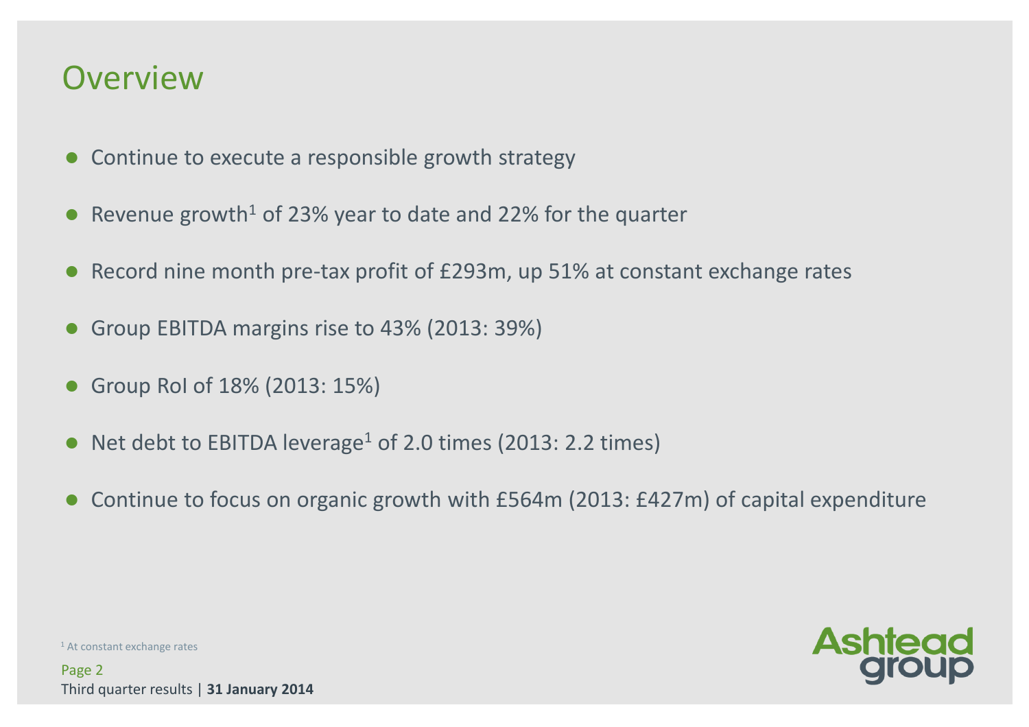# Overview

- Continue to execute a responsible growth strategy
- Revenue growth[1] of 23% year to date and 22% for the quarter
- Record nine month pre-tax profit of £293m, up 51% at constant exchange rates
- Group EBITDA margins rise to 43% (2013: 39%)
- Group RoI of 18% (2013: 15%)
- Net debt to EBITDA leverage[1] of 2.0 times (2013: 2.2 times)
- Continue to focus on organic growth with £564m (2013: £427m) of capital expenditure

[1] At constant exchange rates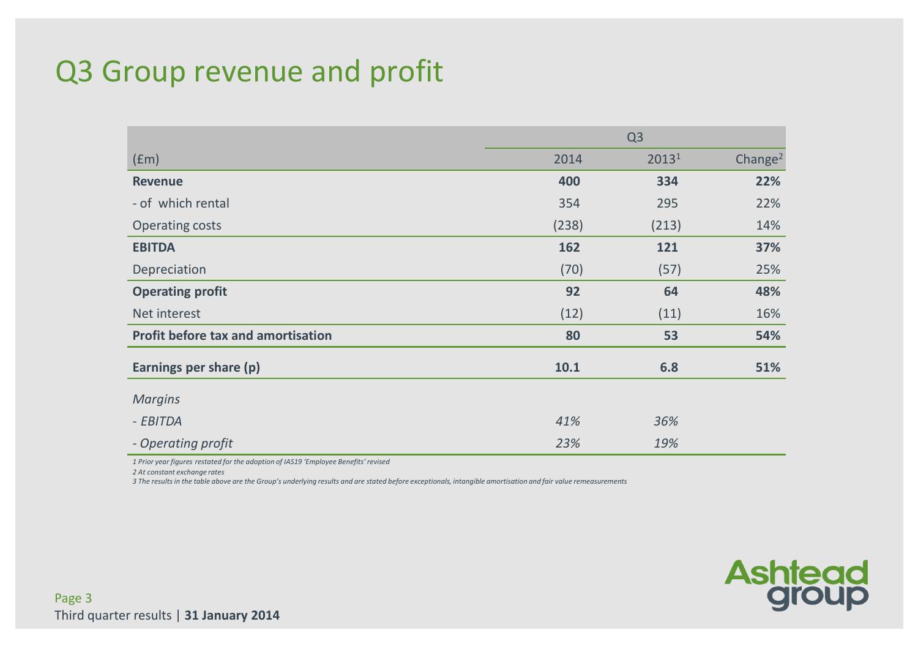# Q3 Group revenue and profit

| (£m) | Q3 2014 | Q3 2013[1] | Change[2] |
|---|---|---|---|
| **Revenue** | **400** | **334** | **22%** |
| - of which rental | 354 | 295 | 22% |
| Operating costs | (238) | (213) | 14% |
| **EBITDA** | **162** | **121** | **37%** |
| Depreciation | (70) | (57) | 25% |
| **Operating profit** | **92** | **64** | **48%** |
| Net interest | (12) | (11) | 16% |
| **Profit before tax and amortisation** | **80** | **53** | **54%** |
| **Earnings per share (p)** | **10.1** | **6.8** | **51%** |
| *Margins* | | | |
| *- EBITDA* | *41%* | *36%* | |
| *- Operating profit* | *23%* | *19%* | |

*1 Prior year figures restated for the adoption of IAS19 'Employee Benefits' revised*

*2 At constant exchange rates*

*3 The results in the table above are the Group's underlying results and are stated before exceptionals, intangible amortisation and fair value remeasurements*

Third quarter results | **31 January 2014**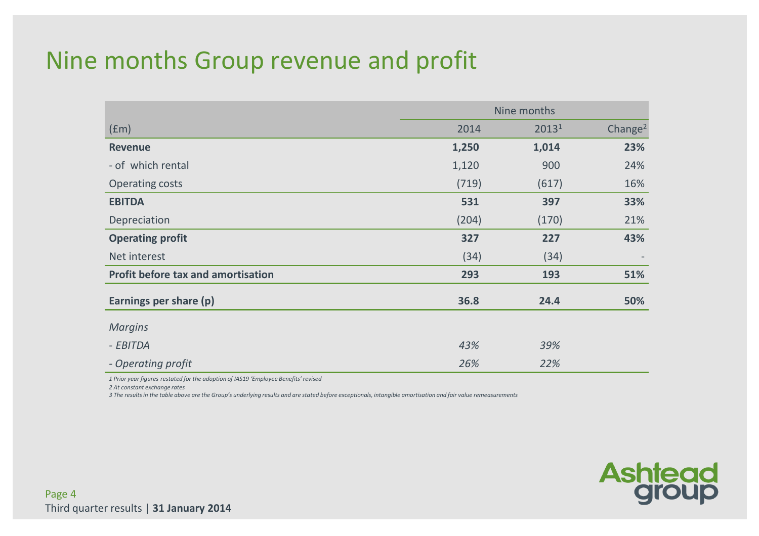# Nine months Group revenue and profit

| (£m) | Nine months 2014 | 2013[1] | Change[2] |
|---|---|---|---|
| **Revenue** | **1,250** | **1,014** | **23%** |
| - of which rental | 1,120 | 900 | 24% |
| Operating costs | (719) | (617) | 16% |
| **EBITDA** | **531** | **397** | **33%** |
| Depreciation | (204) | (170) | 21% |
| **Operating profit** | **327** | **227** | **43%** |
| Net interest | (34) | (34) | - |
| **Profit before tax and amortisation** | **293** | **193** | **51%** |
| **Earnings per share (p)** | **36.8** | **24.4** | **50%** |
| *Margins* | | | |
| *- EBITDA* | *43%* | *39%* | |
| *- Operating profit* | *26%* | *22%* | |

*1 Prior year figures restated for the adoption of IAS19 'Employee Benefits' revised*

*2 At constant exchange rates*

*3 The results in the table above are the Group's underlying results and are stated before exceptionals, intangible amortisation and fair value remeasurements*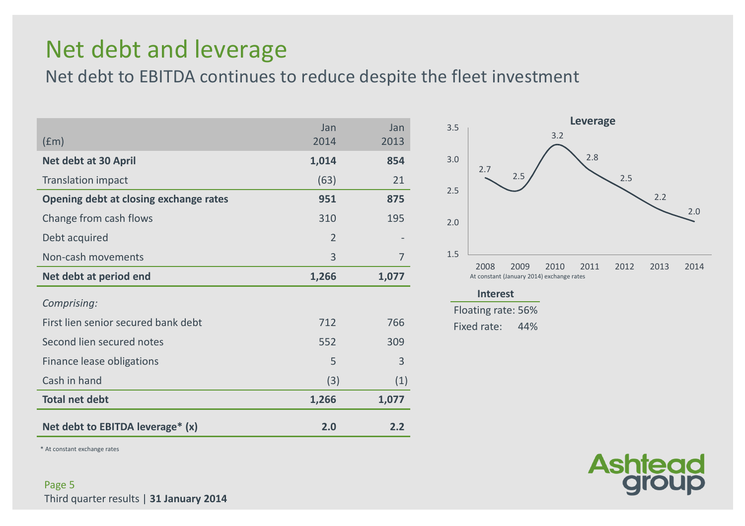# Net debt and leverage

## Net debt to EBITDA continues to reduce despite the fleet investment

| (£m) | Jan 2014 | Jan 2013 |
|---|---|---|
| **Net debt at 30 April** | **1,014** | **854** |
| Translation impact | (63) | 21 |
| **Opening debt at closing exchange rates** | **951** | **875** |
| Change from cash flows | 310 | 195 |
| Debt acquired | 2 | - |
| Non-cash movements | 3 | 7 |
| **Net debt at period end** | **1,266** | **1,077** |
| *Comprising:* | | |
| First lien senior secured bank debt | 712 | 766 |
| Second lien secured notes | 552 | 309 |
| Finance lease obligations | 5 | 3 |
| Cash in hand | (3) | (1) |
| **Total net debt** | **1,266** | **1,077** |
| **Net debt to EBITDA leverage* (x)** | **2.0** | **2.2** |

\* At constant exchange rates

**Leverage**

| 2008 | 2009 | 2010 | 2011 | 2012 | 2013 | 2014 |
|---|---|---|---|---|---|---|
| 2.7 | 2.5 | 3.2 | 2.8 | 2.5 | 2.2 | 2.0 |

At constant (January 2014) exchange rates

**Interest**

Floating rate: 56%

Fixed rate: 44%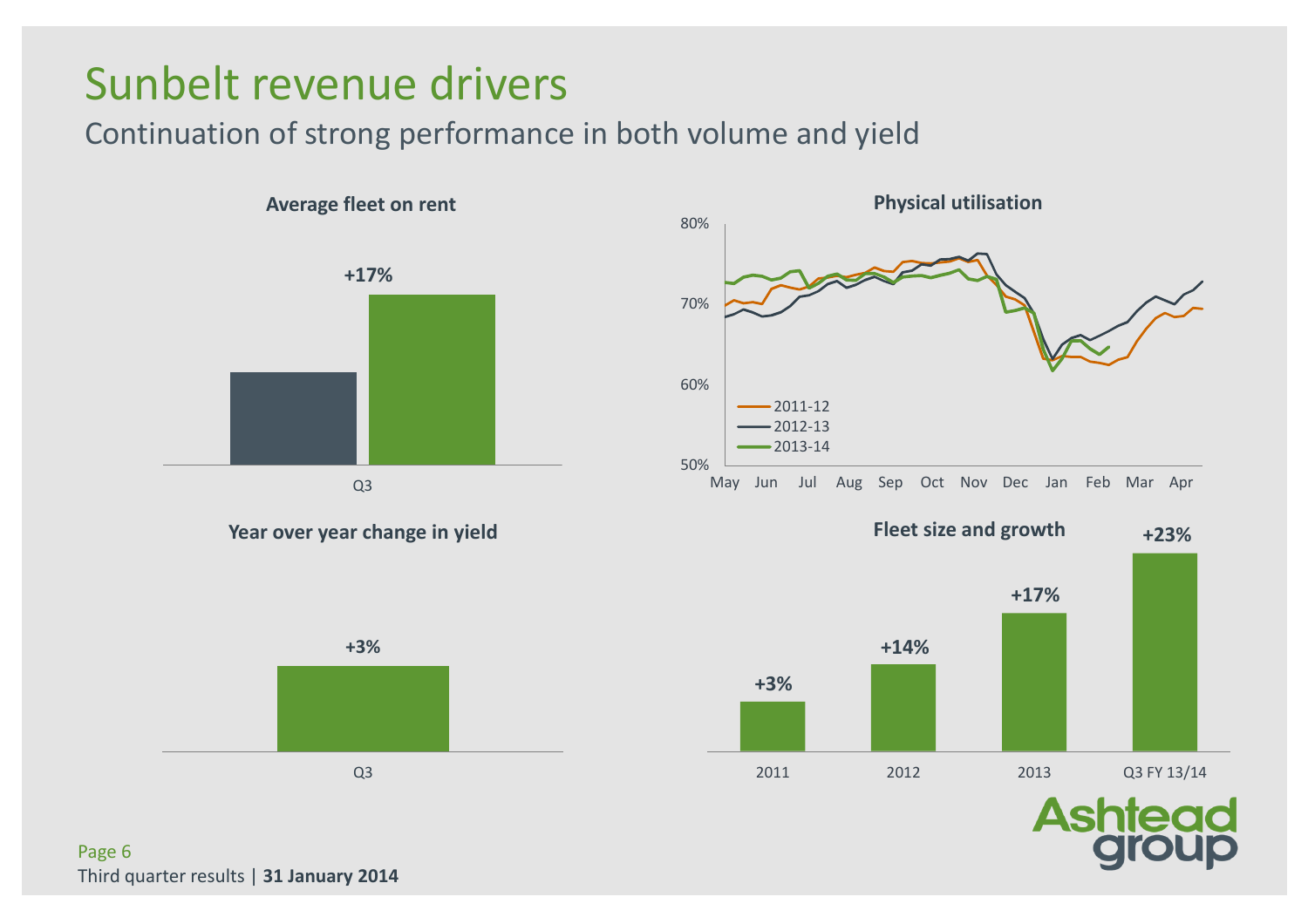# Sunbelt revenue drivers

## Continuation of strong performance in both volume and yield

### Average fleet on rent

+17%

Q3

### Physical utilisation

80%
70%
60%
50%

May Jun Jul Aug Sep Oct Nov Dec Jan Feb Mar Apr

2011-12
2012-13
2013-14

### Year over year change in yield

+3%

Q3

### Fleet size and growth

| 2011 | 2012 | 2013 | Q3 FY 13/14 |
|---|---|---|---|
| +3% | +14% | +17% | +23% |

Third quarter results | **31 January 2014**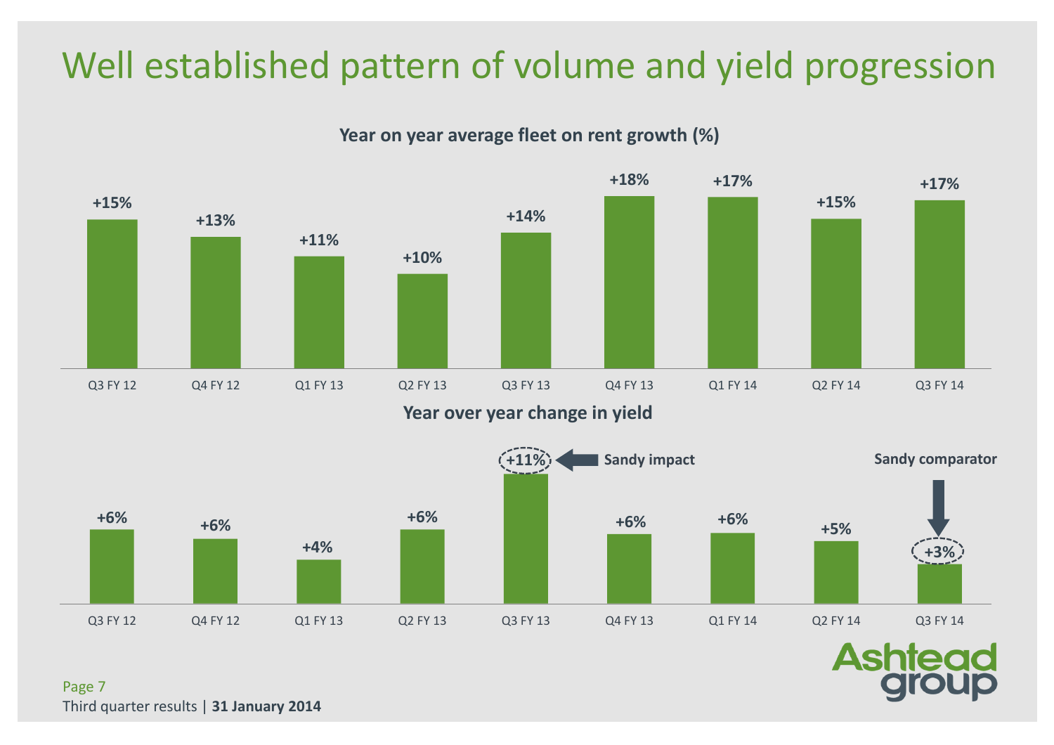# Well established pattern of volume and yield progression

**Year on year average fleet on rent growth (%)**

| Q3 FY 12 | Q4 FY 12 | Q1 FY 13 | Q2 FY 13 | Q3 FY 13 | Q4 FY 13 | Q1 FY 14 | Q2 FY 14 | Q3 FY 14 |
|---|---|---|---|---|---|---|---|---|
| +15% | +13% | +11% | +10% | +14% | +18% | +17% | +15% | +17% |

**Year over year change in yield**

| Q3 FY 12 | Q4 FY 12 | Q1 FY 13 | Q2 FY 13 | Q3 FY 13 | Q4 FY 13 | Q1 FY 14 | Q2 FY 14 | Q3 FY 14 |
|---|---|---|---|---|---|---|---|---|
| +6% | +6% | +4% | +6% | +11% | +6% | +6% | +5% | +3% |

Sandy impact (Q3 FY 13: +11%)

Sandy comparator (Q3 FY 14: +3%)

Third quarter results | **31 January 2014**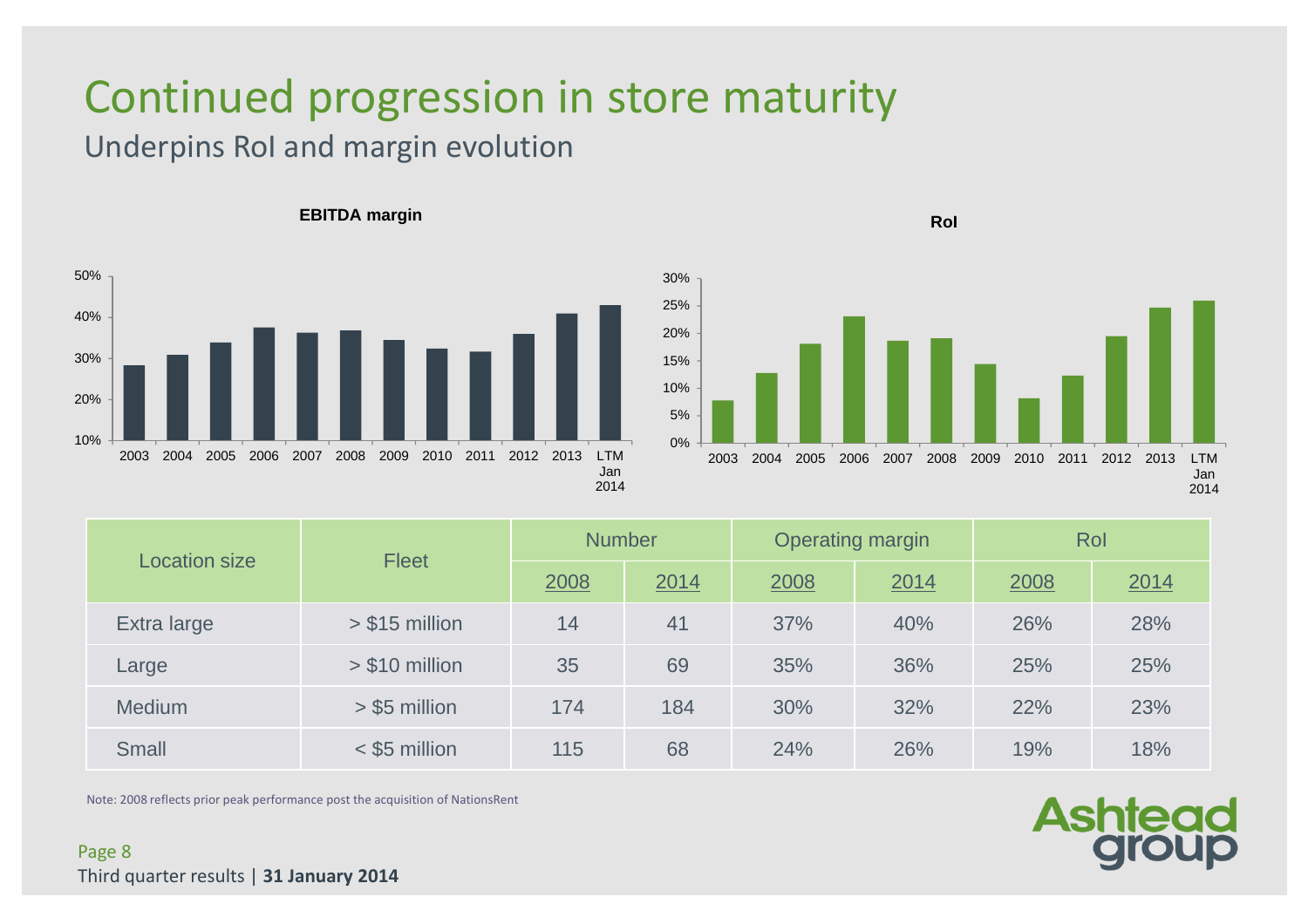# Continued progression in store maturity

## Underpins RoI and margin evolution

**EBITDA margin**

**RoI**

| Location size | Fleet | Number | | Operating margin | | RoI | |
|---|---|---|---|---|---|---|---|
| | | 2008 | 2014 | 2008 | 2014 | 2008 | 2014 |
| Extra large | > $15 million | 14 | 41 | 37% | 40% | 26% | 28% |
| Large | > $10 million | 35 | 69 | 35% | 36% | 25% | 25% |
| Medium | > $5 million | 174 | 184 | 30% | 32% | 22% | 23% |
| Small | < $5 million | 115 | 68 | 24% | 26% | 19% | 18% |

Note: 2008 reflects prior peak performance post the acquisition of NationsRent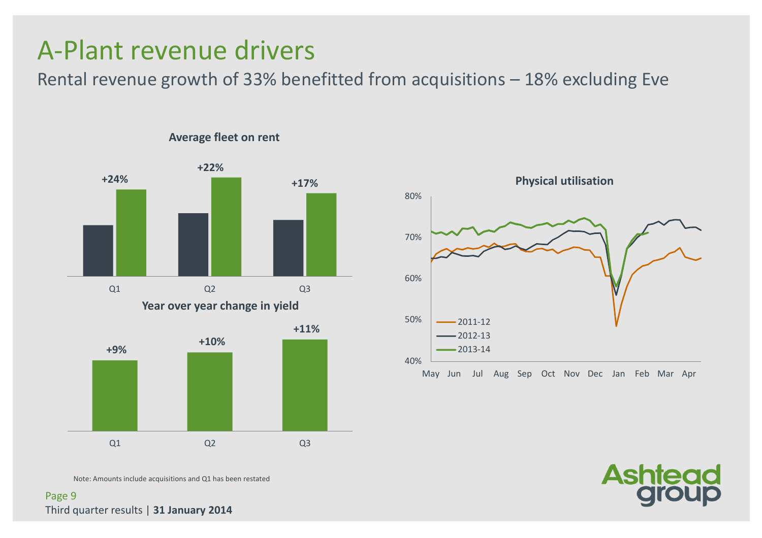# A-Plant revenue drivers

## Rental revenue growth of 33% benefitted from acquisitions – 18% excluding Eve

**Average fleet on rent**

| | Q1 | Q2 | Q3 |
|---|---|---|---|
| Change | +24% | +22% | +17% |

**Year over year change in yield**

| | Q1 | Q2 | Q3 |
|---|---|---|---|
| Change | +9% | +10% | +11% |

**Physical utilisation**

- 2011-12
- 2012-13
- 2013-14

Note: Amounts include acquisitions and Q1 has been restated

Third quarter results | **31 January 2014**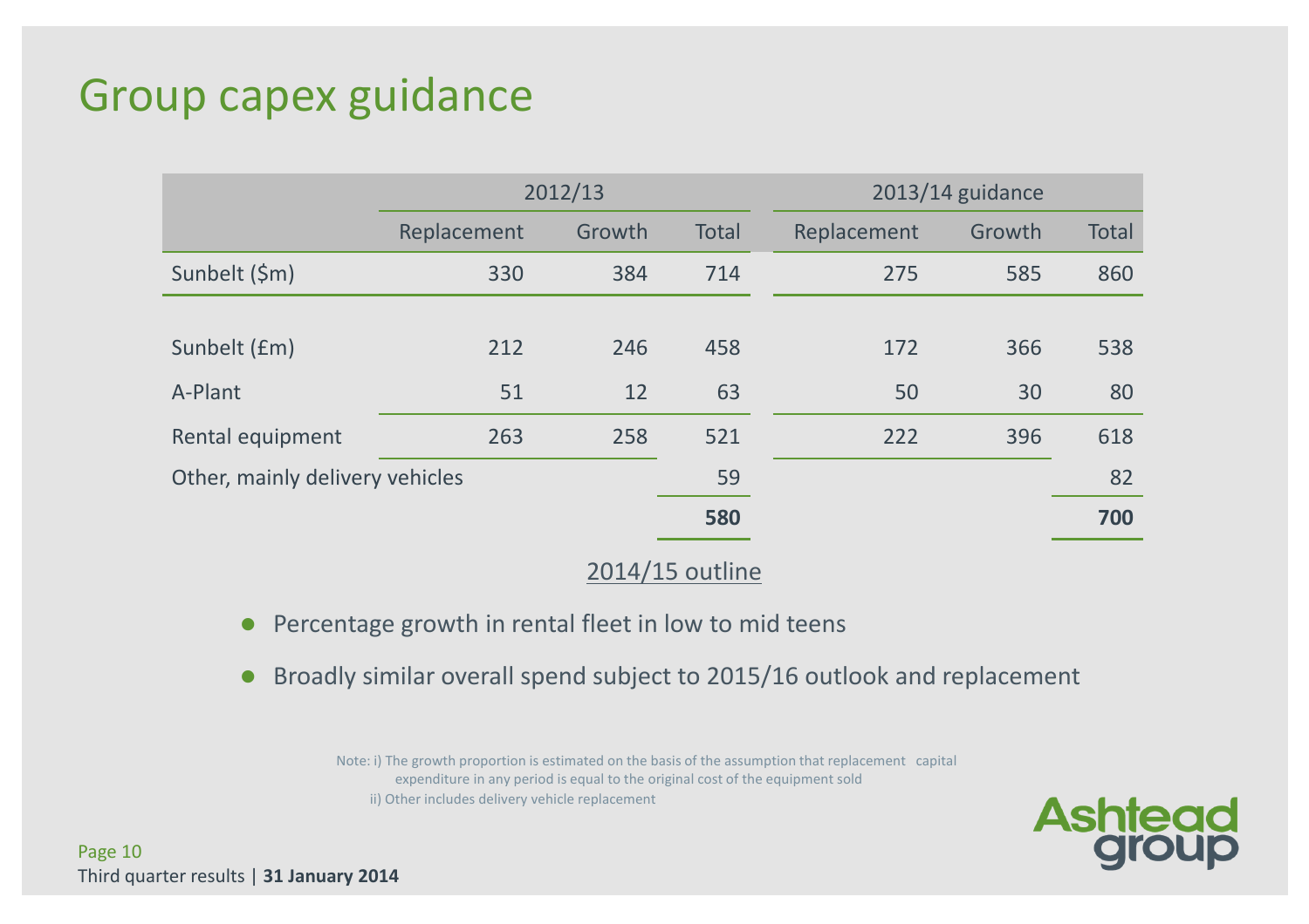# Group capex guidance

| | 2012/13 | | | 2013/14 guidance | | |
|---|---|---|---|---|---|---|
| | Replacement | Growth | Total | Replacement | Growth | Total |
| Sunbelt ($m) | 330 | 384 | 714 | 275 | 585 | 860 |
| | | | | | | |
| Sunbelt (£m) | 212 | 246 | 458 | 172 | 366 | 538 |
| A-Plant | 51 | 12 | 63 | 50 | 30 | 80 |
| Rental equipment | 263 | 258 | 521 | 222 | 396 | 618 |
| Other, mainly delivery vehicles | | | 59 | | | 82 |
| | | | **580** | | | **700** |

## 2014/15 outline

- Percentage growth in rental fleet in low to mid teens
- Broadly similar overall spend subject to 2015/16 outlook and replacement

Note: i) The growth proportion is estimated on the basis of the assumption that replacement capital expenditure in any period is equal to the original cost of the equipment sold

ii) Other includes delivery vehicle replacement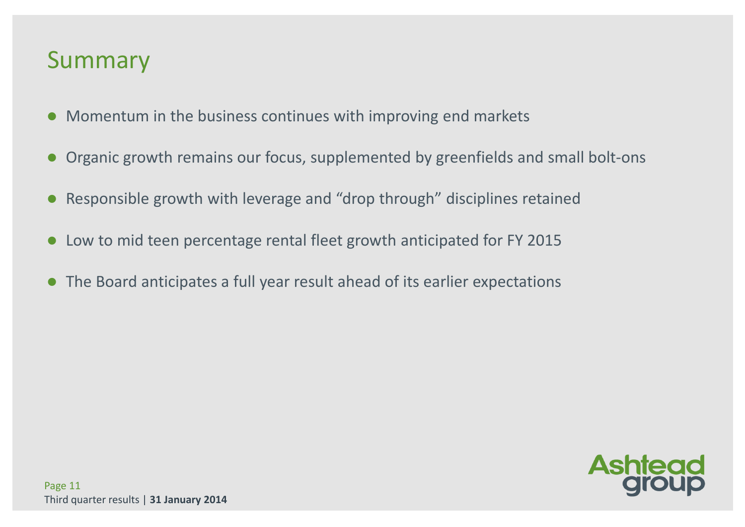# Summary

- Momentum in the business continues with improving end markets
- Organic growth remains our focus, supplemented by greenfields and small bolt-ons
- Responsible growth with leverage and "drop through" disciplines retained
- Low to mid teen percentage rental fleet growth anticipated for FY 2015
- The Board anticipates a full year result ahead of its earlier expectations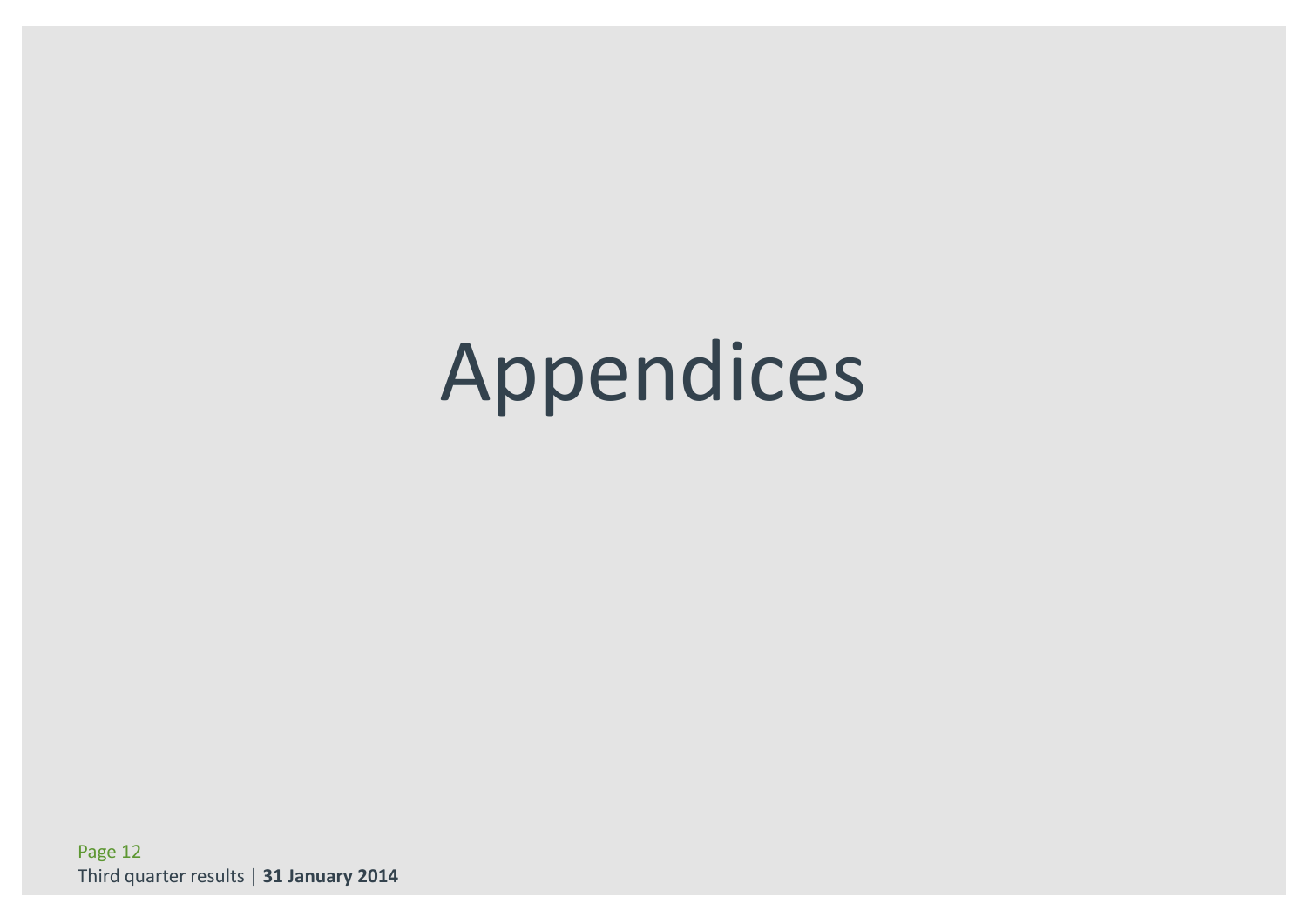# Appendices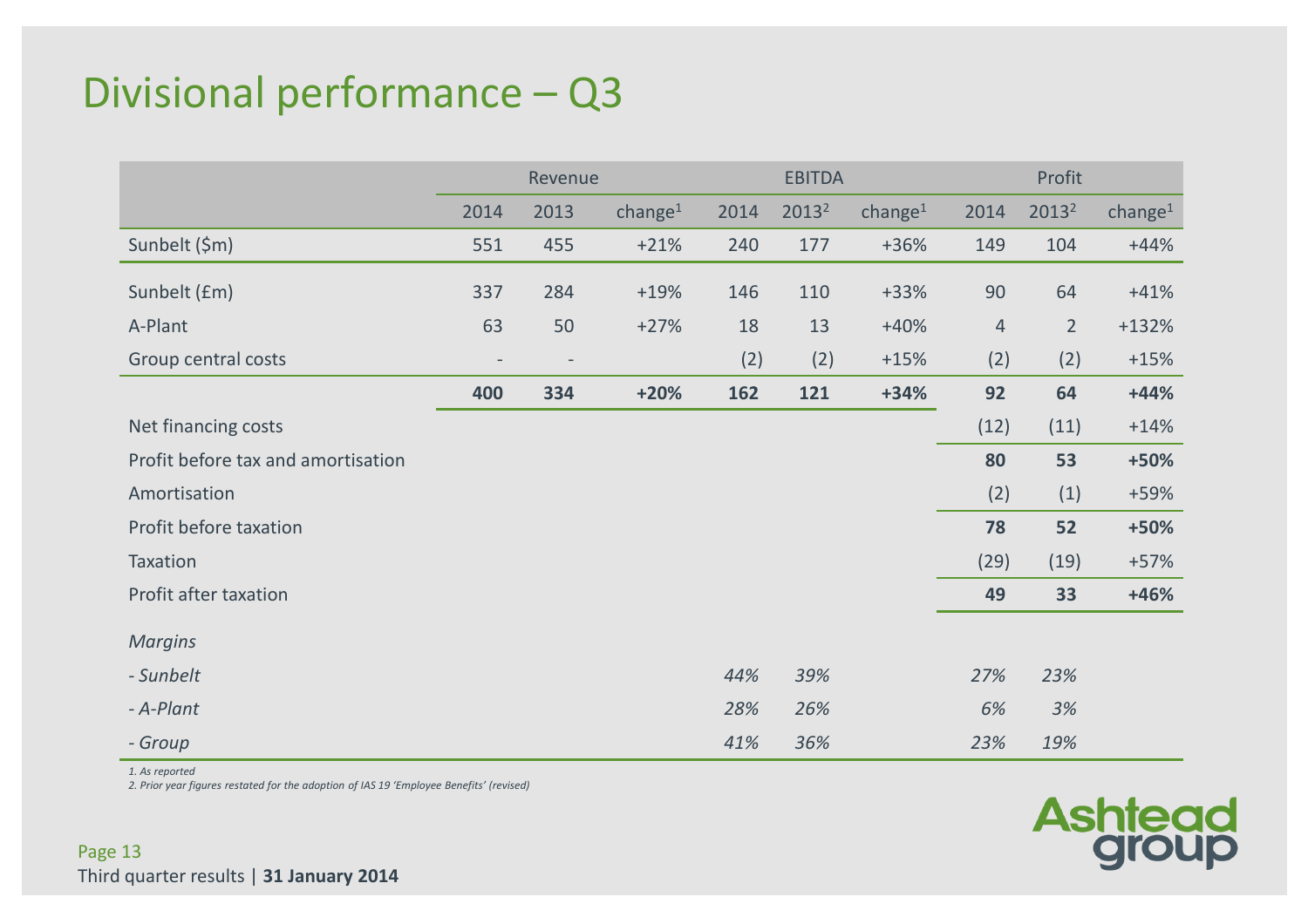# Divisional performance – Q3

| | Revenue | | | EBITDA | | | Profit | | |
|---|---|---|---|---|---|---|---|---|---|
| | 2014 | 2013 | change[1] | 2014 | 2013[2] | change[1] | 2014 | 2013[2] | change[1] |
| Sunbelt ($m) | 551 | 455 | +21% | 240 | 177 | +36% | 149 | 104 | +44% |
| Sunbelt (£m) | 337 | 284 | +19% | 146 | 110 | +33% | 90 | 64 | +41% |
| A-Plant | 63 | 50 | +27% | 18 | 13 | +40% | 4 | 2 | +132% |
| Group central costs | - | - | | (2) | (2) | +15% | (2) | (2) | +15% |
| | **400** | **334** | **+20%** | **162** | **121** | **+34%** | **92** | **64** | **+44%** |
| Net financing costs | | | | | | | (12) | (11) | +14% |
| Profit before tax and amortisation | | | | | | | **80** | **53** | **+50%** |
| Amortisation | | | | | | | (2) | (1) | +59% |
| Profit before taxation | | | | | | | **78** | **52** | **+50%** |
| Taxation | | | | | | | (29) | (19) | +57% |
| Profit after taxation | | | | | | | **49** | **33** | **+46%** |
| *Margins* | | | | | | | | | |
| *- Sunbelt* | | | | *44%* | *39%* | | *27%* | *23%* | |
| *- A-Plant* | | | | *28%* | *26%* | | *6%* | *3%* | |
| *- Group* | | | | *41%* | *36%* | | *23%* | *19%* | |

*1. As reported*
*2. Prior year figures restated for the adoption of IAS 19 'Employee Benefits' (revised)*

Third quarter results | **31 January 2014**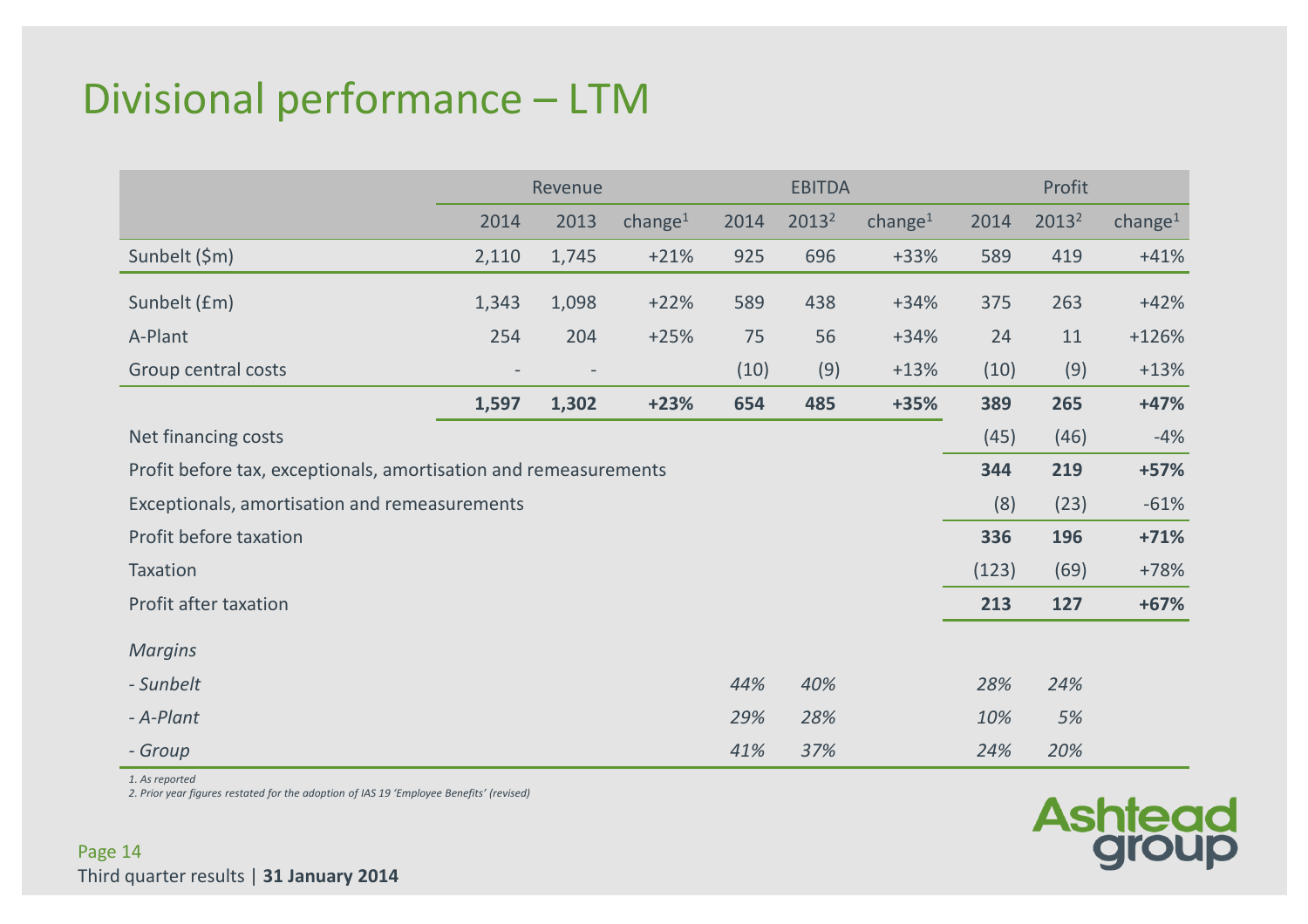# Divisional performance – LTM

| | Revenue | | | EBITDA | | | Profit | | |
|---|---|---|---|---|---|---|---|---|---|
| | 2014 | 2013 | change[1] | 2014 | 2013[2] | change[1] | 2014 | 2013[2] | change[1] |
| Sunbelt ($m) | 2,110 | 1,745 | +21% | 925 | 696 | +33% | 589 | 419 | +41% |
| Sunbelt (£m) | 1,343 | 1,098 | +22% | 589 | 438 | +34% | 375 | 263 | +42% |
| A-Plant | 254 | 204 | +25% | 75 | 56 | +34% | 24 | 11 | +126% |
| Group central costs | - | - | | (10) | (9) | +13% | (10) | (9) | +13% |
| | **1,597** | **1,302** | **+23%** | **654** | **485** | **+35%** | **389** | **265** | **+47%** |
| Net financing costs | | | | | | | (45) | (46) | -4% |
| Profit before tax, exceptionals, amortisation and remeasurements | | | | | | | **344** | **219** | **+57%** |
| Exceptionals, amortisation and remeasurements | | | | | | | (8) | (23) | -61% |
| Profit before taxation | | | | | | | **336** | **196** | **+71%** |
| Taxation | | | | | | | (123) | (69) | +78% |
| Profit after taxation | | | | | | | **213** | **127** | **+67%** |
| *Margins* | | | | | | | | | |
| *- Sunbelt* | | | | *44%* | *40%* | | *28%* | *24%* | |
| *- A-Plant* | | | | *29%* | *28%* | | *10%* | *5%* | |
| *- Group* | | | | *41%* | *37%* | | *24%* | *20%* | |

*1. As reported*
*2. Prior year figures restated for the adoption of IAS 19 'Employee Benefits' (revised)*

Third quarter results | **31 January 2014**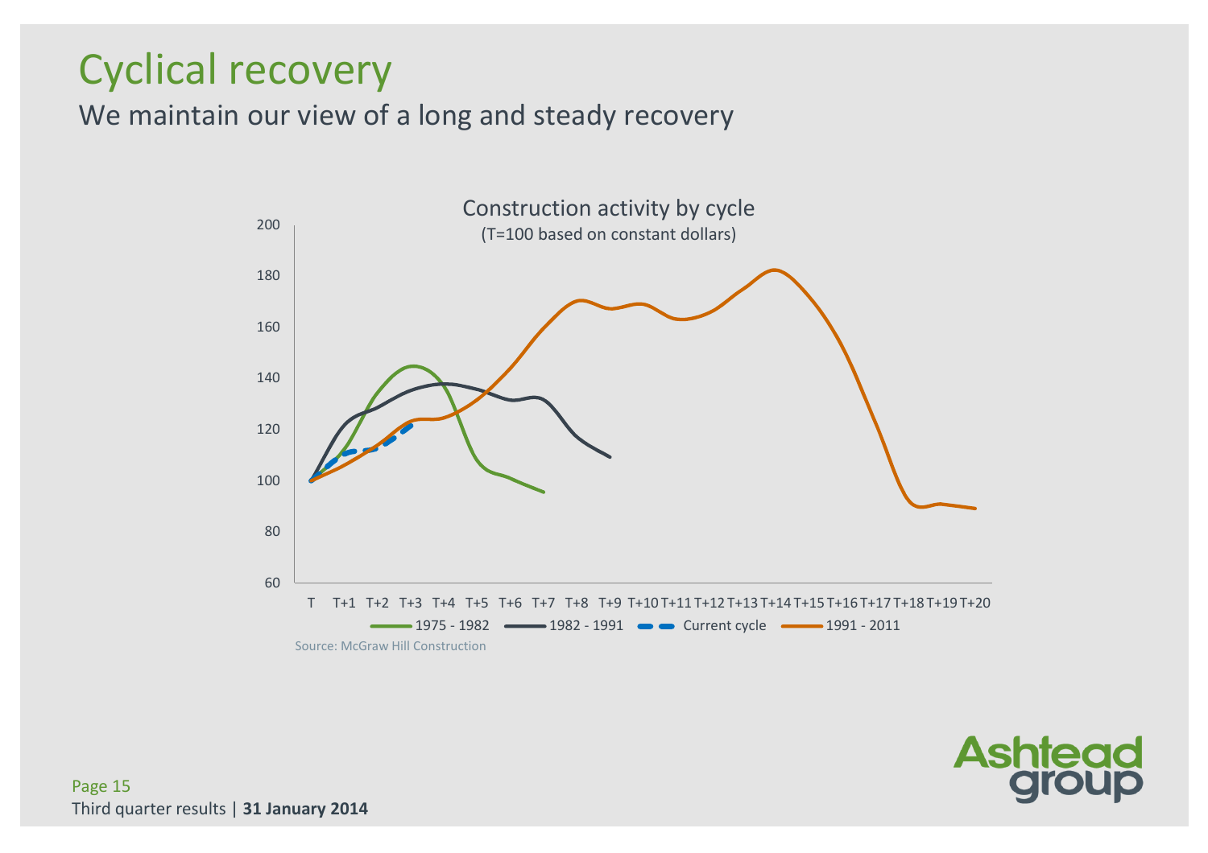# Cyclical recovery

## We maintain our view of a long and steady recovery

Construction activity by cycle
(T=100 based on constant dollars)

200
180
160
140
120
100
80
60

T T+1 T+2 T+3 T+4 T+5 T+6 T+7 T+8 T+9 T+10 T+11 T+12 T+13 T+14 T+15 T+16 T+17 T+18 T+19 T+20

1975 - 1982 | 1982 - 1991 | Current cycle | 1991 - 2011

Source: McGraw Hill Construction

Third quarter results | **31 January 2014**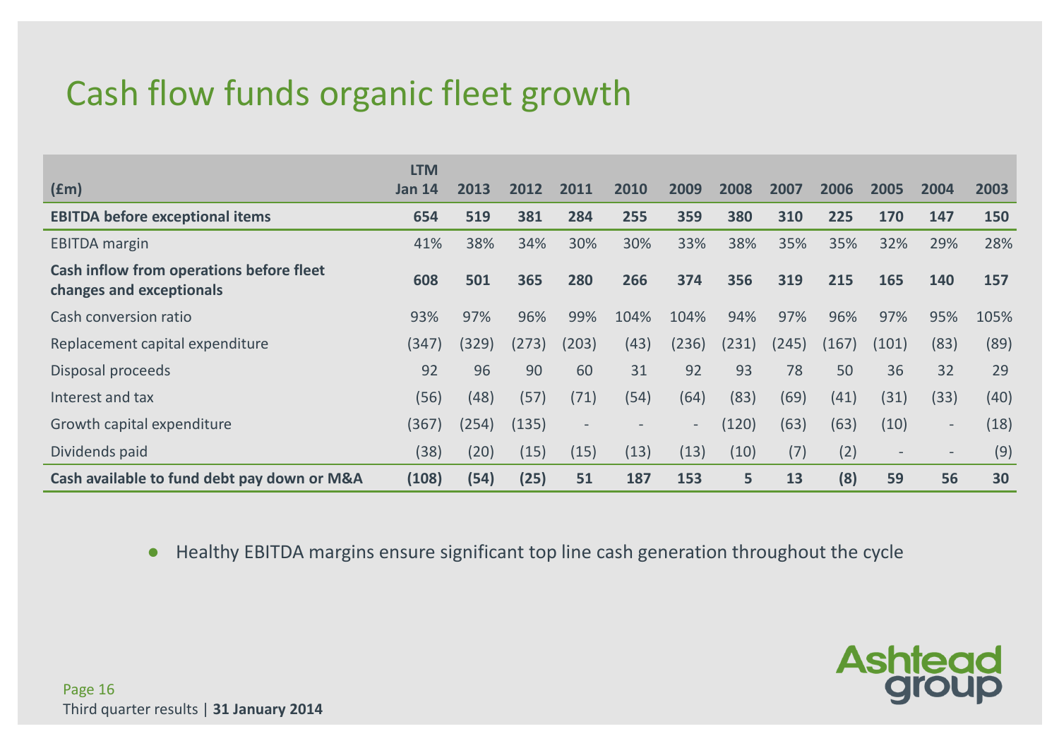# Cash flow funds organic fleet growth

| (£m) | LTM Jan 14 | 2013 | 2012 | 2011 | 2010 | 2009 | 2008 | 2007 | 2006 | 2005 | 2004 | 2003 |
|---|---|---|---|---|---|---|---|---|---|---|---|---|
| **EBITDA before exceptional items** | **654** | **519** | **381** | **284** | **255** | **359** | **380** | **310** | **225** | **170** | **147** | **150** |
| EBITDA margin | 41% | 38% | 34% | 30% | 30% | 33% | 38% | 35% | 35% | 32% | 29% | 28% |
| **Cash inflow from operations before fleet changes and exceptionals** | **608** | **501** | **365** | **280** | **266** | **374** | **356** | **319** | **215** | **165** | **140** | **157** |
| Cash conversion ratio | 93% | 97% | 96% | 99% | 104% | 104% | 94% | 97% | 96% | 97% | 95% | 105% |
| Replacement capital expenditure | (347) | (329) | (273) | (203) | (43) | (236) | (231) | (245) | (167) | (101) | (83) | (89) |
| Disposal proceeds | 92 | 96 | 90 | 60 | 31 | 92 | 93 | 78 | 50 | 36 | 32 | 29 |
| Interest and tax | (56) | (48) | (57) | (71) | (54) | (64) | (83) | (69) | (41) | (31) | (33) | (40) |
| Growth capital expenditure | (367) | (254) | (135) | - | - | - | (120) | (63) | (63) | (10) | - | (18) |
| Dividends paid | (38) | (20) | (15) | (15) | (13) | (13) | (10) | (7) | (2) | - | - | (9) |
| **Cash available to fund debt pay down or M&A** | **(108)** | **(54)** | **(25)** | **51** | **187** | **153** | **5** | **13** | **(8)** | **59** | **56** | **30** |

- Healthy EBITDA margins ensure significant top line cash generation throughout the cycle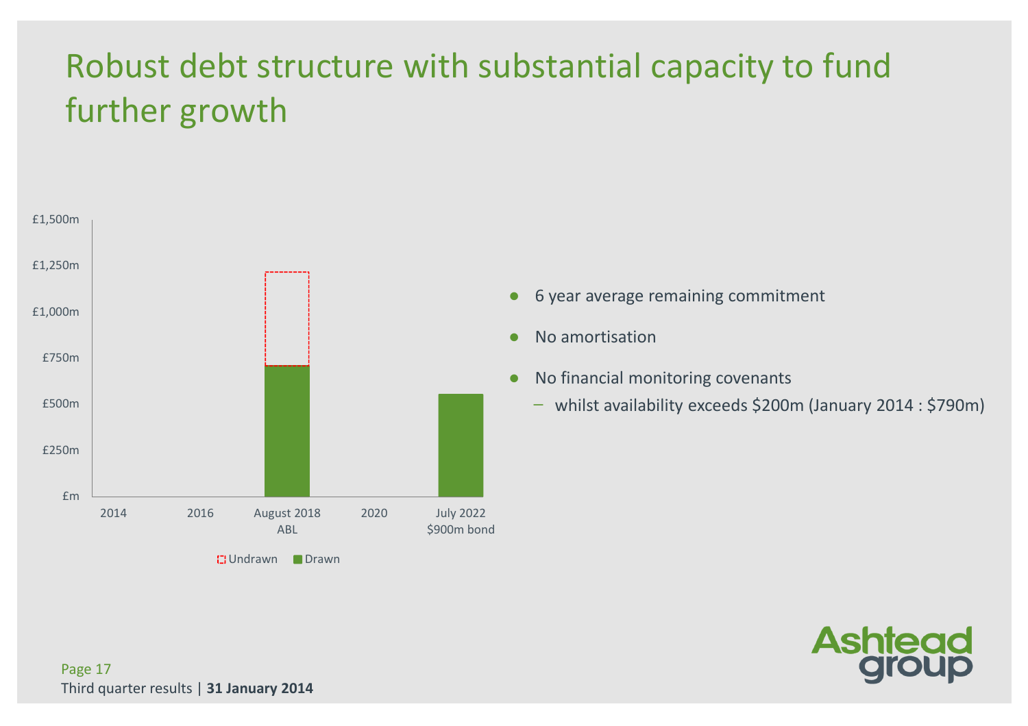# Robust debt structure with substantial capacity to fund further growth

£1,500m
£1,250m
£1,000m
£750m
£500m
£250m
£m

2014 | 2016 | August 2018 ABL | 2020 | July 2022 $900m bond

Undrawn | Drawn

- 6 year average remaining commitment
- No amortisation
- No financial monitoring covenants
  - whilst availability exceeds $200m (January 2014 : $790m)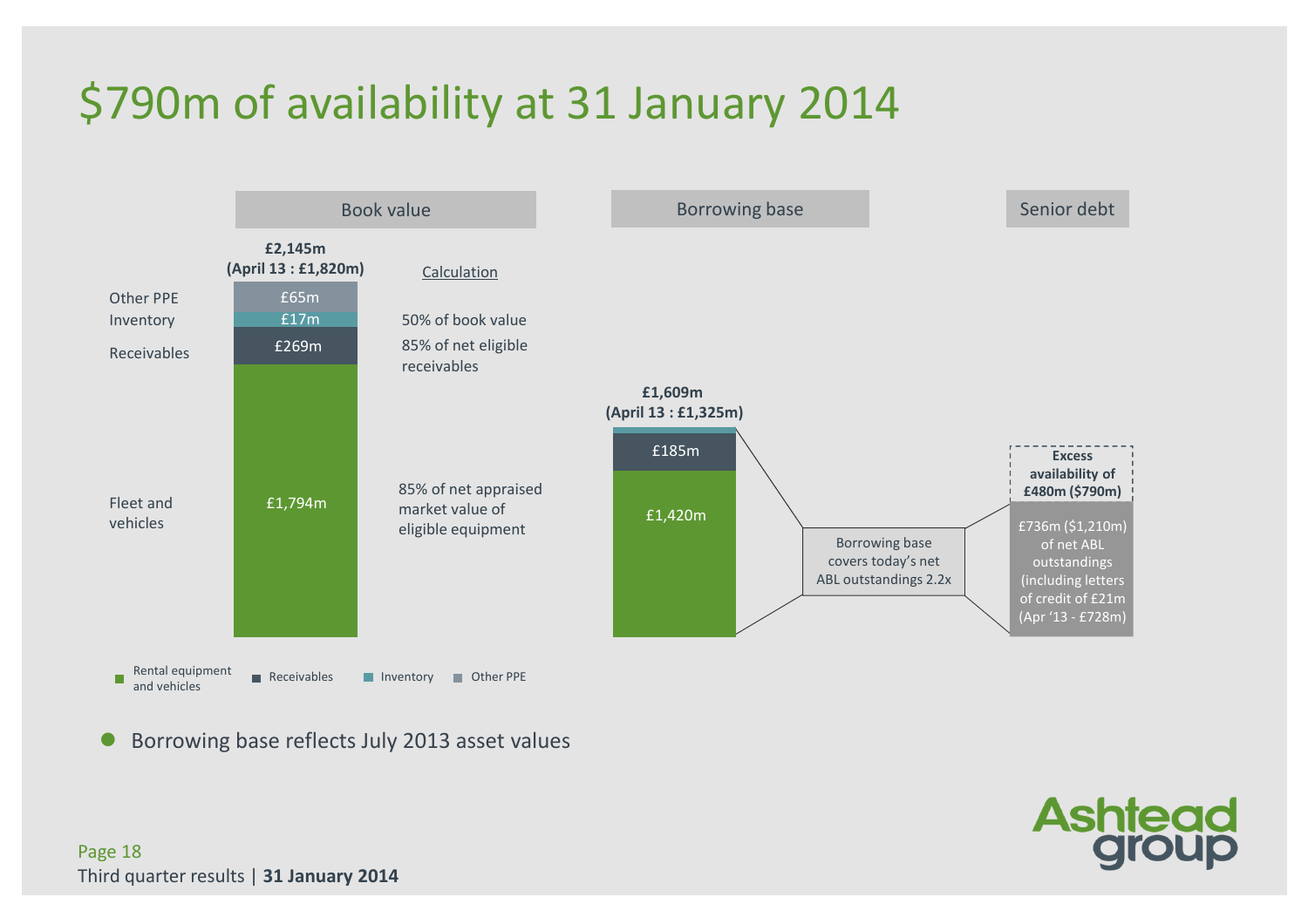# $790m of availability at 31 January 2014

## Book value

**£2,145m**
**(April 13 : £1,820m)**

| Component | Book value | Calculation |
|---|---|---|
| Other PPE | £65m | 50% of book value |
| Inventory | £17m | |
| Receivables | £269m | 85% of net eligible receivables |
| Fleet and vehicles | £1,794m | 85% of net appraised market value of eligible equipment |

## Borrowing base

**£1,609m**
**(April 13 : £1,325m)**

- £185m
- £1,420m

Borrowing base covers today's net ABL outstandings 2.2x

## Senior debt

**Excess availability of £480m ($790m)**

£736m ($1,210m) of net ABL outstandings (including letters of credit of £21m (Apr '13 - £728m)

Legend: Rental equipment and vehicles; Receivables; Inventory; Other PPE

- Borrowing base reflects July 2013 asset values

Third quarter results | **31 January 2014**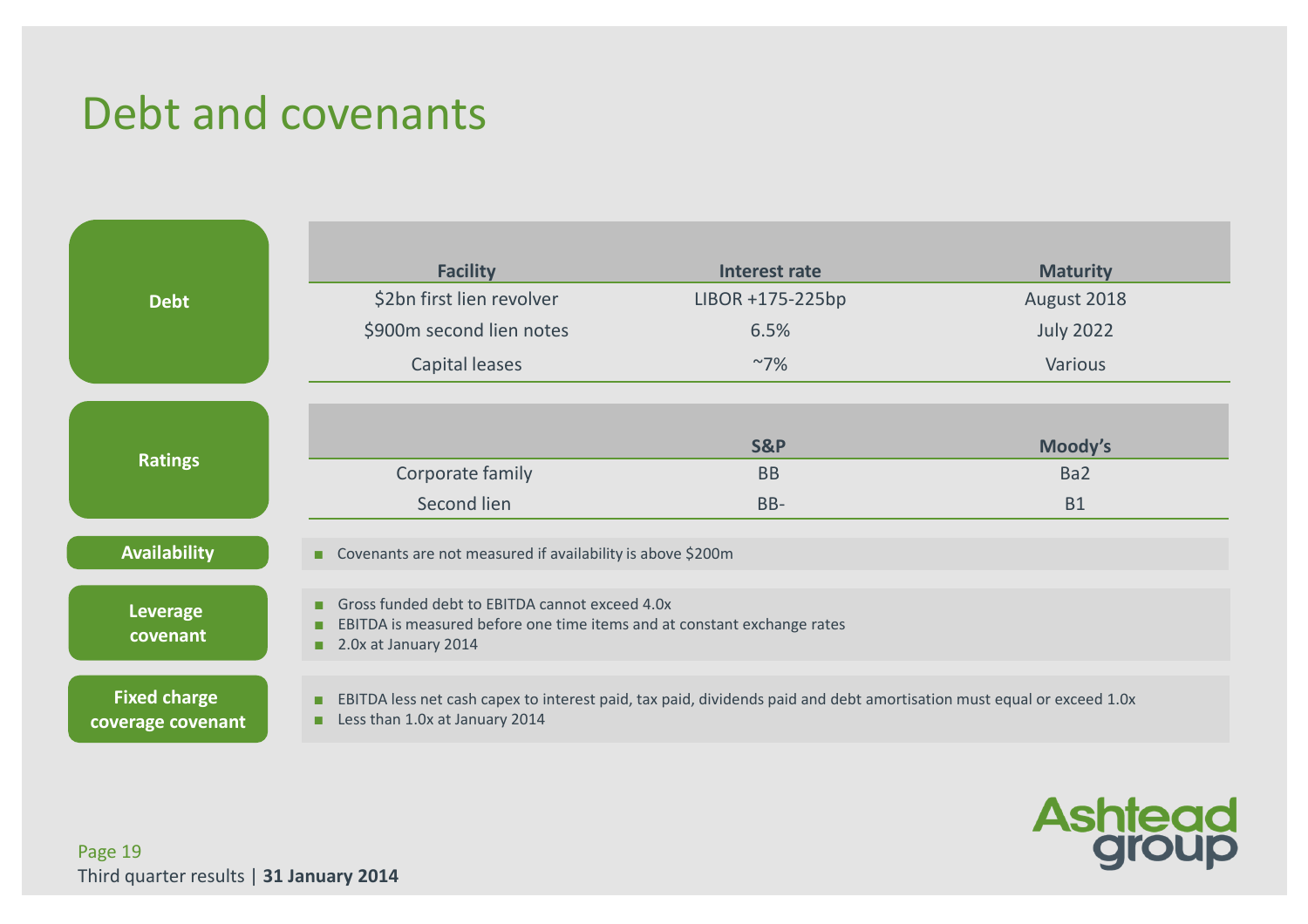# Debt and covenants

**Debt**

| Facility | Interest rate | Maturity |
|---|---|---|
| $2bn first lien revolver | LIBOR +175-225bp | August 2018 |
| $900m second lien notes | 6.5% | July 2022 |
| Capital leases | ~7% | Various |

**Ratings**

| | S&P | Moody's |
|---|---|---|
| Corporate family | BB | Ba2 |
| Second lien | BB- | B1 |

**Availability**

- Covenants are not measured if availability is above $200m

**Leverage covenant**

- Gross funded debt to EBITDA cannot exceed 4.0x
- EBITDA is measured before one time items and at constant exchange rates
- 2.0x at January 2014

**Fixed charge coverage covenant**

- EBITDA less net cash capex to interest paid, tax paid, dividends paid and debt amortisation must equal or exceed 1.0x
- Less than 1.0x at January 2014